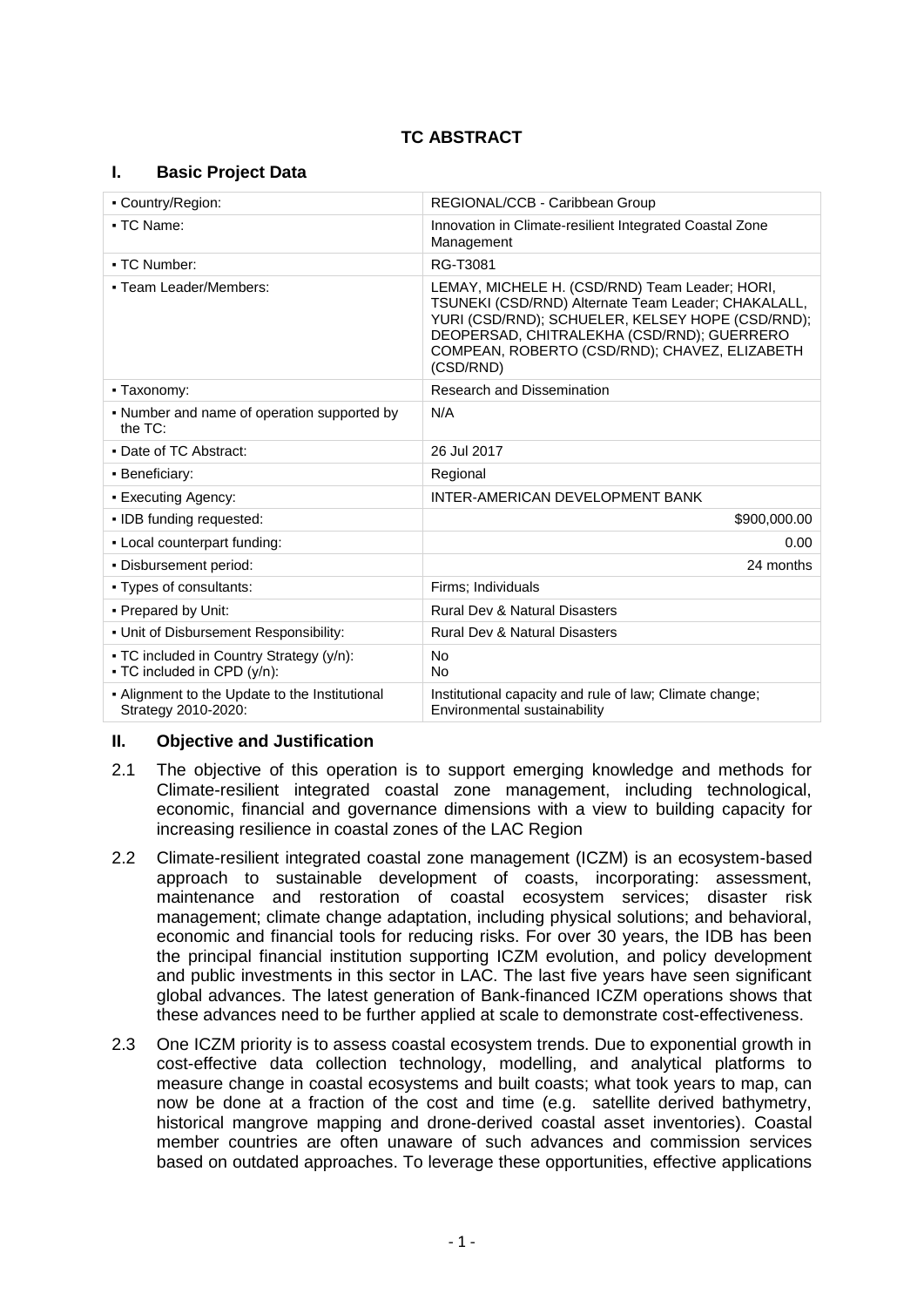# TC ABSTRACT

## I. Basic Project Data

| | |
|---|---|
| ▪ Country/Region: | REGIONAL/CCB - Caribbean Group |
| ▪ TC Name: | Innovation in Climate-resilient Integrated Coastal Zone Management |
| ▪ TC Number: | RG-T3081 |
| ▪ Team Leader/Members: | LEMAY, MICHELE H. (CSD/RND) Team Leader; HORI, TSUNEKI (CSD/RND) Alternate Team Leader; CHAKALALL, YURI (CSD/RND); SCHUELER, KELSEY HOPE (CSD/RND); DEOPERSAD, CHITRALEKHA (CSD/RND); GUERRERO COMPEAN, ROBERTO (CSD/RND); CHAVEZ, ELIZABETH (CSD/RND) |
| ▪ Taxonomy: | Research and Dissemination |
| ▪ Number and name of operation supported by the TC: | N/A |
| ▪ Date of TC Abstract: | 26 Jul 2017 |
| ▪ Beneficiary: | Regional |
| ▪ Executing Agency: | INTER-AMERICAN DEVELOPMENT BANK |
| ▪ IDB funding requested: | $900,000.00 |
| ▪ Local counterpart funding: | 0.00 |
| ▪ Disbursement period: | 24 months |
| ▪ Types of consultants: | Firms; Individuals |
| ▪ Prepared by Unit: | Rural Dev & Natural Disasters |
| ▪ Unit of Disbursement Responsibility: | Rural Dev & Natural Disasters |
| ▪ TC included in Country Strategy (y/n):<br>▪ TC included in CPD (y/n): | No<br>No |
| ▪ Alignment to the Update to the Institutional Strategy 2010-2020: | Institutional capacity and rule of law; Climate change; Environmental sustainability |

## II. Objective and Justification

2.1 The objective of this operation is to support emerging knowledge and methods for Climate-resilient integrated coastal zone management, including technological, economic, financial and governance dimensions with a view to building capacity for increasing resilience in coastal zones of the LAC Region

2.2 Climate-resilient integrated coastal zone management (ICZM) is an ecosystem-based approach to sustainable development of coasts, incorporating: assessment, maintenance and restoration of coastal ecosystem services; disaster risk management; climate change adaptation, including physical solutions; and behavioral, economic and financial tools for reducing risks. For over 30 years, the IDB has been the principal financial institution supporting ICZM evolution, and policy development and public investments in this sector in LAC. The last five years have seen significant global advances. The latest generation of Bank-financed ICZM operations shows that these advances need to be further applied at scale to demonstrate cost-effectiveness.

2.3 One ICZM priority is to assess coastal ecosystem trends. Due to exponential growth in cost-effective data collection technology, modelling, and analytical platforms to measure change in coastal ecosystems and built coasts; what took years to map, can now be done at a fraction of the cost and time (e.g. satellite derived bathymetry, historical mangrove mapping and drone-derived coastal asset inventories). Coastal member countries are often unaware of such advances and commission services based on outdated approaches. To leverage these opportunities, effective applications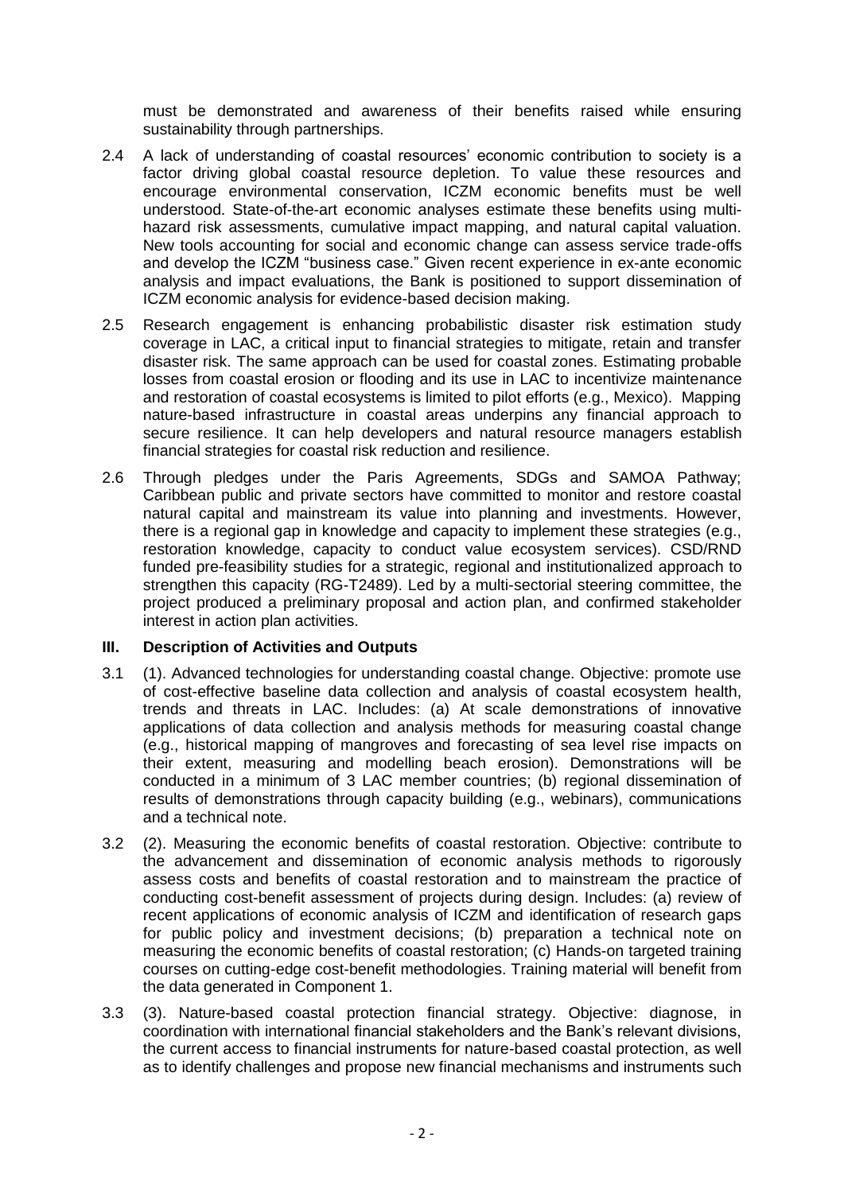must be demonstrated and awareness of their benefits raised while ensuring sustainability through partnerships.

2.4 A lack of understanding of coastal resources' economic contribution to society is a factor driving global coastal resource depletion. To value these resources and encourage environmental conservation, ICZM economic benefits must be well understood. State-of-the-art economic analyses estimate these benefits using multi-hazard risk assessments, cumulative impact mapping, and natural capital valuation. New tools accounting for social and economic change can assess service trade-offs and develop the ICZM "business case." Given recent experience in ex-ante economic analysis and impact evaluations, the Bank is positioned to support dissemination of ICZM economic analysis for evidence-based decision making.

2.5 Research engagement is enhancing probabilistic disaster risk estimation study coverage in LAC, a critical input to financial strategies to mitigate, retain and transfer disaster risk. The same approach can be used for coastal zones. Estimating probable losses from coastal erosion or flooding and its use in LAC to incentivize maintenance and restoration of coastal ecosystems is limited to pilot efforts (e.g., Mexico). Mapping nature-based infrastructure in coastal areas underpins any financial approach to secure resilience. It can help developers and natural resource managers establish financial strategies for coastal risk reduction and resilience.

2.6 Through pledges under the Paris Agreements, SDGs and SAMOA Pathway; Caribbean public and private sectors have committed to monitor and restore coastal natural capital and mainstream its value into planning and investments. However, there is a regional gap in knowledge and capacity to implement these strategies (e.g., restoration knowledge, capacity to conduct value ecosystem services). CSD/RND funded pre-feasibility studies for a strategic, regional and institutionalized approach to strengthen this capacity (RG-T2489). Led by a multi-sectorial steering committee, the project produced a preliminary proposal and action plan, and confirmed stakeholder interest in action plan activities.

## III. Description of Activities and Outputs

3.1 (1). Advanced technologies for understanding coastal change. Objective: promote use of cost-effective baseline data collection and analysis of coastal ecosystem health, trends and threats in LAC. Includes: (a) At scale demonstrations of innovative applications of data collection and analysis methods for measuring coastal change (e.g., historical mapping of mangroves and forecasting of sea level rise impacts on their extent, measuring and modelling beach erosion). Demonstrations will be conducted in a minimum of 3 LAC member countries; (b) regional dissemination of results of demonstrations through capacity building (e.g., webinars), communications and a technical note.

3.2 (2). Measuring the economic benefits of coastal restoration. Objective: contribute to the advancement and dissemination of economic analysis methods to rigorously assess costs and benefits of coastal restoration and to mainstream the practice of conducting cost-benefit assessment of projects during design. Includes: (a) review of recent applications of economic analysis of ICZM and identification of research gaps for public policy and investment decisions; (b) preparation a technical note on measuring the economic benefits of coastal restoration; (c) Hands-on targeted training courses on cutting-edge cost-benefit methodologies. Training material will benefit from the data generated in Component 1.

3.3 (3). Nature-based coastal protection financial strategy. Objective: diagnose, in coordination with international financial stakeholders and the Bank's relevant divisions, the current access to financial instruments for nature-based coastal protection, as well as to identify challenges and propose new financial mechanisms and instruments such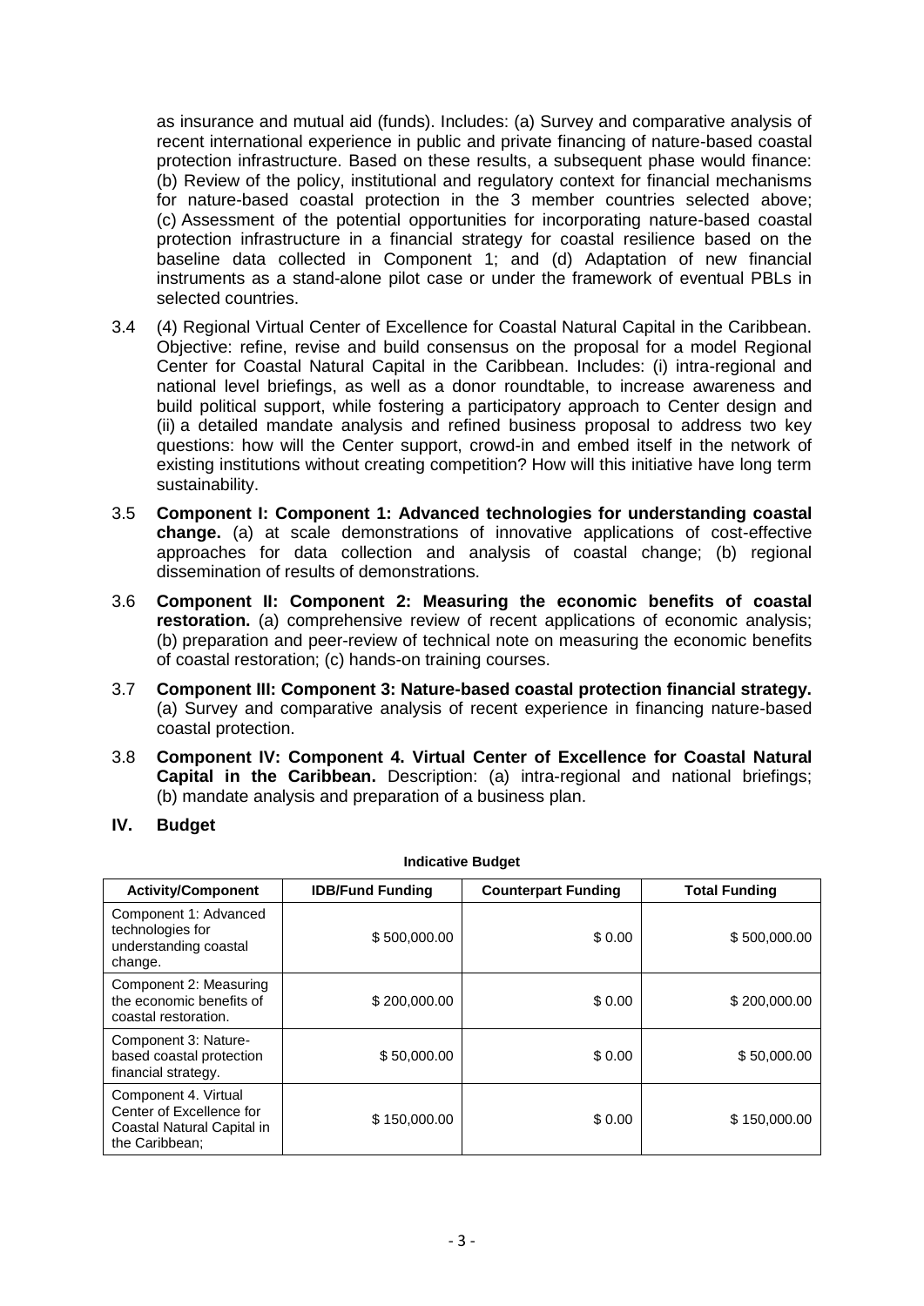as insurance and mutual aid (funds). Includes: (a) Survey and comparative analysis of recent international experience in public and private financing of nature-based coastal protection infrastructure. Based on these results, a subsequent phase would finance: (b) Review of the policy, institutional and regulatory context for financial mechanisms for nature-based coastal protection in the 3 member countries selected above; (c) Assessment of the potential opportunities for incorporating nature-based coastal protection infrastructure in a financial strategy for coastal resilience based on the baseline data collected in Component 1; and (d) Adaptation of new financial instruments as a stand-alone pilot case or under the framework of eventual PBLs in selected countries.

3.4 (4) Regional Virtual Center of Excellence for Coastal Natural Capital in the Caribbean. Objective: refine, revise and build consensus on the proposal for a model Regional Center for Coastal Natural Capital in the Caribbean. Includes: (i) intra-regional and national level briefings, as well as a donor roundtable, to increase awareness and build political support, while fostering a participatory approach to Center design and (ii) a detailed mandate analysis and refined business proposal to address two key questions: how will the Center support, crowd-in and embed itself in the network of existing institutions without creating competition? How will this initiative have long term sustainability.

3.5 **Component I: Component 1: Advanced technologies for understanding coastal change.** (a) at scale demonstrations of innovative applications of cost-effective approaches for data collection and analysis of coastal change; (b) regional dissemination of results of demonstrations.

3.6 **Component II: Component 2: Measuring the economic benefits of coastal restoration.** (a) comprehensive review of recent applications of economic analysis; (b) preparation and peer-review of technical note on measuring the economic benefits of coastal restoration; (c) hands-on training courses.

3.7 **Component III: Component 3: Nature-based coastal protection financial strategy.** (a) Survey and comparative analysis of recent experience in financing nature-based coastal protection.

3.8 **Component IV: Component 4. Virtual Center of Excellence for Coastal Natural Capital in the Caribbean.** Description: (a) intra-regional and national briefings; (b) mandate analysis and preparation of a business plan.

## IV. Budget

**Indicative Budget**

| Activity/Component | IDB/Fund Funding | Counterpart Funding | Total Funding |
|---|---|---|---|
| Component 1: Advanced technologies for understanding coastal change. | $ 500,000.00 | $ 0.00 | $ 500,000.00 |
| Component 2: Measuring the economic benefits of coastal restoration. | $ 200,000.00 | $ 0.00 | $ 200,000.00 |
| Component 3: Nature-based coastal protection financial strategy. | $ 50,000.00 | $ 0.00 | $ 50,000.00 |
| Component 4. Virtual Center of Excellence for Coastal Natural Capital in the Caribbean; | $ 150,000.00 | $ 0.00 | $ 150,000.00 |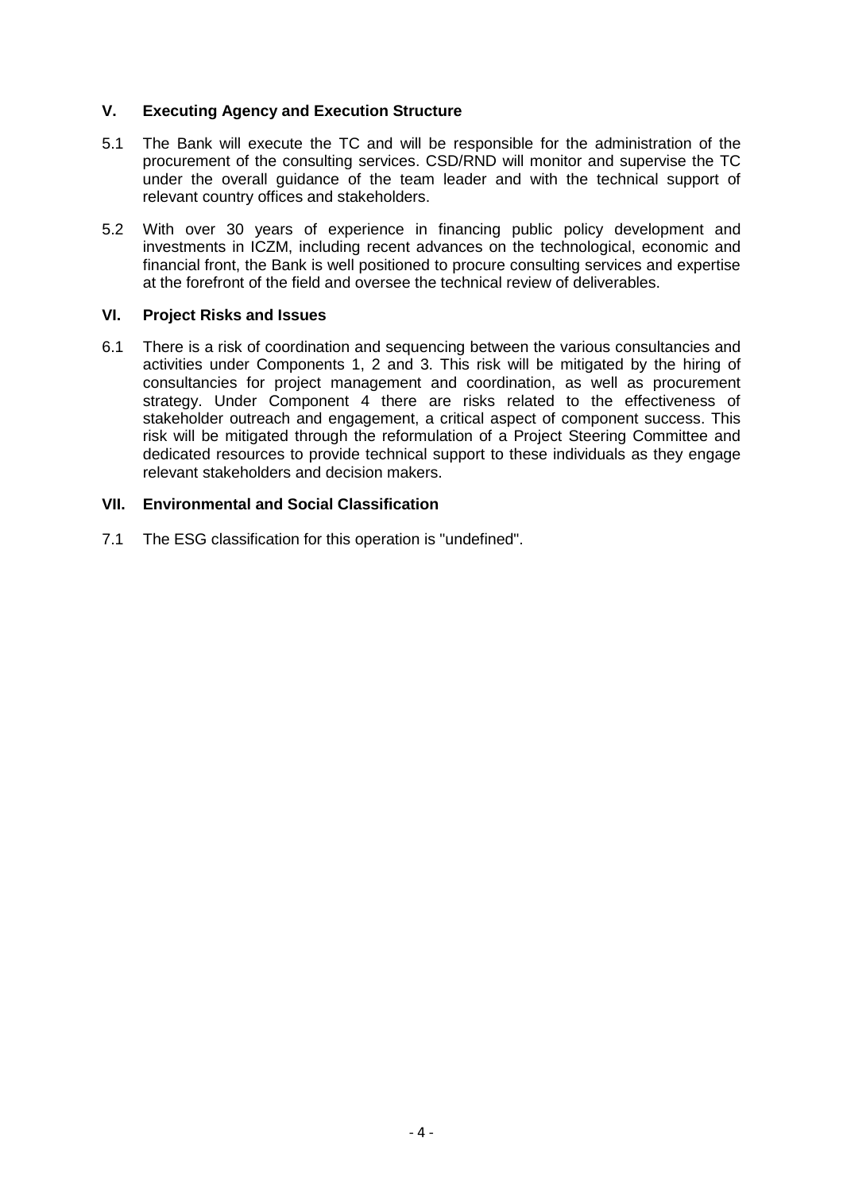## V. Executing Agency and Execution Structure

5.1 The Bank will execute the TC and will be responsible for the administration of the procurement of the consulting services. CSD/RND will monitor and supervise the TC under the overall guidance of the team leader and with the technical support of relevant country offices and stakeholders.

5.2 With over 30 years of experience in financing public policy development and investments in ICZM, including recent advances on the technological, economic and financial front, the Bank is well positioned to procure consulting services and expertise at the forefront of the field and oversee the technical review of deliverables.

## VI. Project Risks and Issues

6.1 There is a risk of coordination and sequencing between the various consultancies and activities under Components 1, 2 and 3. This risk will be mitigated by the hiring of consultancies for project management and coordination, as well as procurement strategy. Under Component 4 there are risks related to the effectiveness of stakeholder outreach and engagement, a critical aspect of component success. This risk will be mitigated through the reformulation of a Project Steering Committee and dedicated resources to provide technical support to these individuals as they engage relevant stakeholders and decision makers.

## VII. Environmental and Social Classification

7.1 The ESG classification for this operation is "undefined".